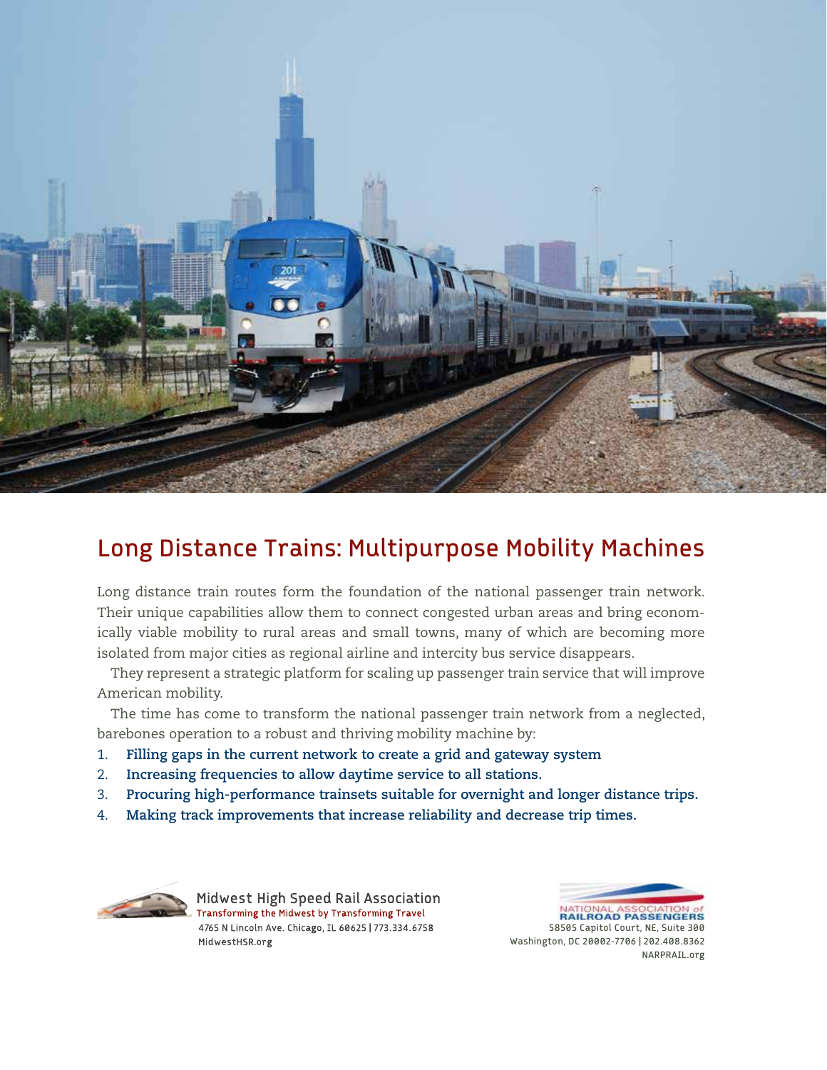# Long Distance Trains: Multipurpose Mobility Machines

Long distance train routes form the foundation of the national passenger train network. Their unique capabilities allow them to connect congested urban areas and bring economically viable mobility to rural areas and small towns, many of which are becoming more isolated from major cities as regional airline and intercity bus service disappears.

They represent a strategic platform for scaling up passenger train service that will improve American mobility.

The time has come to transform the national passenger train network from a neglected, barebones operation to a robust and thriving mobility machine by:

1. **Filling gaps in the current network to create a grid and gateway system**
2. **Increasing frequencies to allow daytime service to all stations.**
3. **Procuring high-performance trainsets suitable for overnight and longer distance trips.**
4. **Making track improvements that increase reliability and decrease trip times.**

Midwest High Speed Rail Association
Transforming the Midwest by Transforming Travel
4765 N Lincoln Ave. Chicago, IL 60625 | 773.334.6758
MidwestHSR.org

NATIONAL ASSOCIATION of RAILROAD PASSENGERS
58505 Capitol Court, NE, Suite 300
Washington, DC 20002-7706 | 202.408.8362
NARPRAIL.org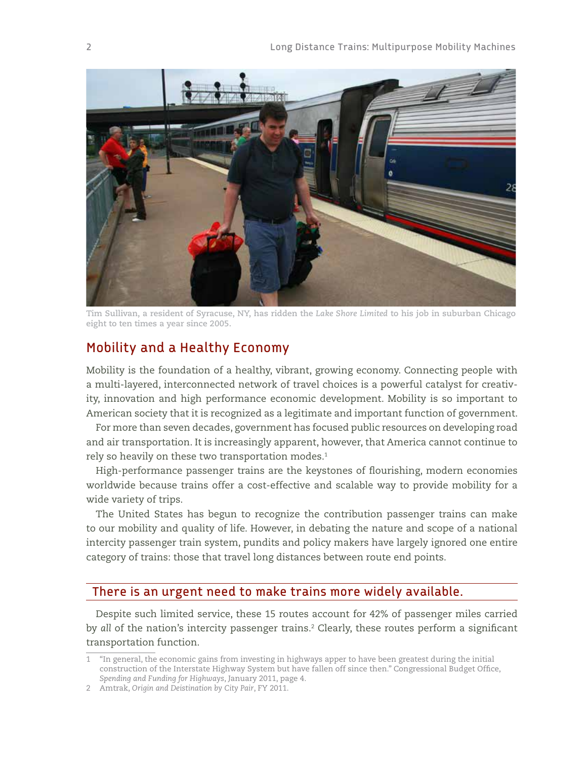Tim Sullivan, a resident of Syracuse, NY, has ridden the *Lake Shore Limited* to his job in suburban Chicago eight to ten times a year since 2005.

## Mobility and a Healthy Economy

Mobility is the foundation of a healthy, vibrant, growing economy. Connecting people with a multi-layered, interconnected network of travel choices is a powerful catalyst for creativity, innovation and high performance economic development. Mobility is so important to American society that it is recognized as a legitimate and important function of government.

For more than seven decades, government has focused public resources on developing road and air transportation. It is increasingly apparent, however, that America cannot continue to rely so heavily on these two transportation modes.[1]

High-performance passenger trains are the keystones of flourishing, modern economies worldwide because trains offer a cost-effective and scalable way to provide mobility for a wide variety of trips.

The United States has begun to recognize the contribution passenger trains can make to our mobility and quality of life. However, in debating the nature and scope of a national intercity passenger train system, pundits and policy makers have largely ignored one entire category of trains: those that travel long distances between route end points.

### There is an urgent need to make trains more widely available.

Despite such limited service, these 15 routes account for 42% of passenger miles carried by *all* of the nation's intercity passenger trains.[2] Clearly, these routes perform a significant transportation function.

---

1 "In general, the economic gains from investing in highways apper to have been greatest during the initial construction of the Interstate Highway System but have fallen off since then." Congressional Budget Office, *Spending and Funding for Highways*, January 2011, page 4.

2 Amtrak, *Origin and Deistination by City Pair*, FY 2011.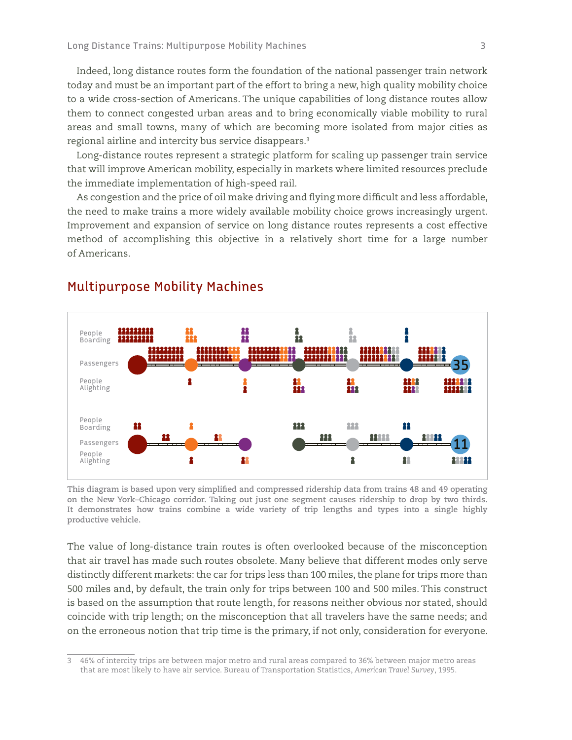Indeed, long distance routes form the foundation of the national passenger train network today and must be an important part of the effort to bring a new, high quality mobility choice to a wide cross-section of Americans. The unique capabilities of long distance routes allow them to connect congested urban areas and to bring economically viable mobility to rural areas and small towns, many of which are becoming more isolated from major cities as regional airline and intercity bus service disappears.[3]

Long-distance routes represent a strategic platform for scaling up passenger train service that will improve American mobility, especially in markets where limited resources preclude the immediate implementation of high-speed rail.

As congestion and the price of oil make driving and flying more difficult and less affordable, the need to make trains a more widely available mobility choice grows increasingly urgent. Improvement and expansion of service on long distance routes represents a cost effective method of accomplishing this objective in a relatively short time for a large number of Americans.

## Multipurpose Mobility Machines

People Boarding

Passengers

People Alighting

35

People Boarding

Passengers

People Alighting

11

**This diagram is based upon very simplified and compressed ridership data from trains 48 and 49 operating on the New York–Chicago corridor. Taking out just one segment causes ridership to drop by two thirds. It demonstrates how trains combine a wide variety of trip lengths and types into a single highly productive vehicle.**

The value of long-distance train routes is often overlooked because of the misconception that air travel has made such routes obsolete. Many believe that different modes only serve distinctly different markets: the car for trips less than 100 miles, the plane for trips more than 500 miles and, by default, the train only for trips between 100 and 500 miles. This construct is based on the assumption that route length, for reasons neither obvious nor stated, should coincide with trip length; on the misconception that all travelers have the same needs; and on the erroneous notion that trip time is the primary, if not only, consideration for everyone.

3 46% of intercity trips are between major metro and rural areas compared to 36% between major metro areas that are most likely to have air service. Bureau of Transportation Statistics, *American Travel Survey*, 1995.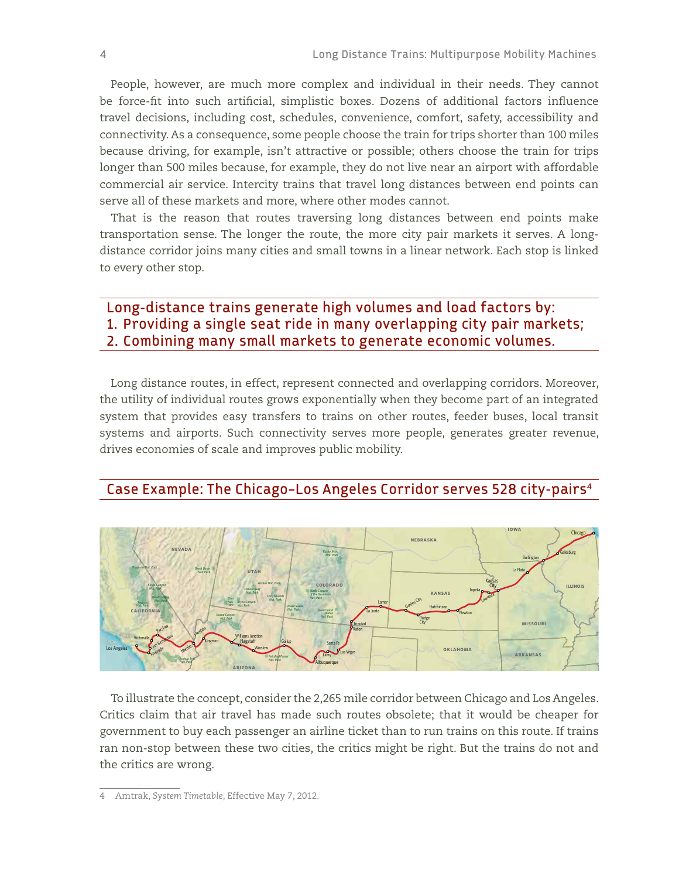People, however, are much more complex and individual in their needs. They cannot be force-fit into such artificial, simplistic boxes. Dozens of additional factors influence travel decisions, including cost, schedules, convenience, comfort, safety, accessibility and connectivity. As a consequence, some people choose the train for trips shorter than 100 miles because driving, for example, isn't attractive or possible; others choose the train for trips longer than 500 miles because, for example, they do not live near an airport with affordable commercial air service. Intercity trains that travel long distances between end points can serve all of these markets and more, where other modes cannot.

That is the reason that routes traversing long distances between end points make transportation sense. The longer the route, the more city pair markets it serves. A long-distance corridor joins many cities and small towns in a linear network. Each stop is linked to every other stop.

**Long-distance trains generate high volumes and load factors by:**
**1. Providing a single seat ride in many overlapping city pair markets;**
**2. Combining many small markets to generate economic volumes.**

Long distance routes, in effect, represent connected and overlapping corridors. Moreover, the utility of individual routes grows exponentially when they become part of an integrated system that provides easy transfers to trains on other routes, feeder buses, local transit systems and airports. Such connectivity serves more people, generates greater revenue, drives economies of scale and improves public mobility.

## Case Example: The Chicago–Los Angeles Corridor serves 528 city-pairs[4]

Chicago
Galesburg
Burlington
La Plata
Kansas City
Lawrence
Topeka
Newton
Hutchinson
Dodge City
Garden City
Lamar
La Junta
Trinidad
Raton
Las Vegas
Santa Fe
Lamy
Albuquerque
Gallup
Winslow
Flagstaff
Williams Junction
Kingman
Laughlin
Needles
Barstow
Victorville
San Bernardino
Riverside
Los Angeles

To illustrate the concept, consider the 2,265 mile corridor between Chicago and Los Angeles. Critics claim that air travel has made such routes obsolete; that it would be cheaper for government to buy each passenger an airline ticket than to run trains on this route. If trains ran non-stop between these two cities, the critics might be right. But the trains do not and the critics are wrong.

4 Amtrak, *System Timetable*, Effective May 7, 2012.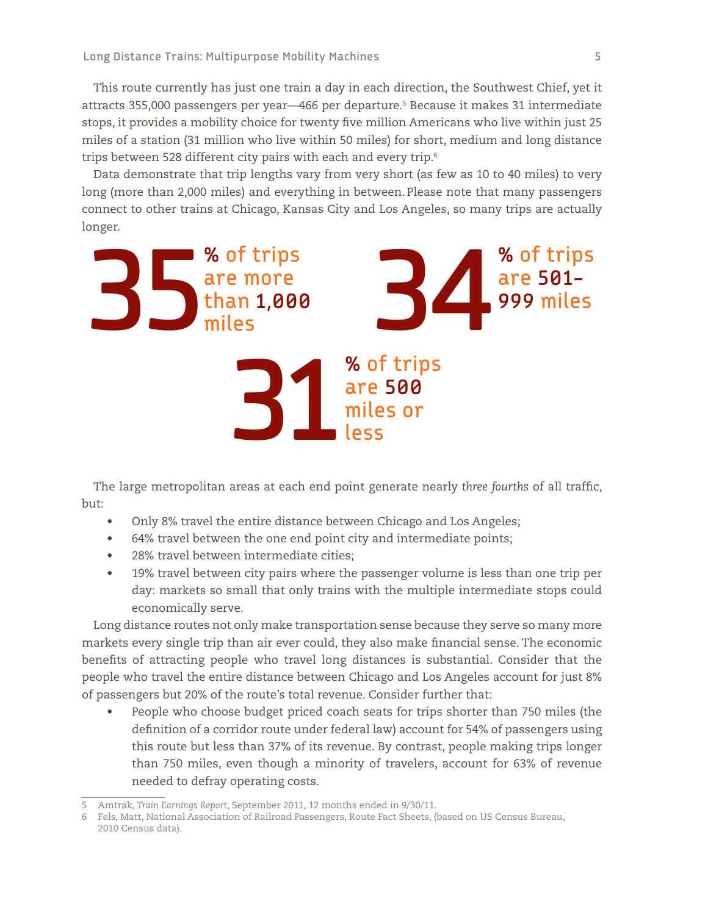This route currently has just one train a day in each direction, the Southwest Chief, yet it attracts 355,000 passengers per year—466 per departure.[5] Because it makes 31 intermediate stops, it provides a mobility choice for twenty five million Americans who live within just 25 miles of a station (31 million who live within 50 miles) for short, medium and long distance trips between 528 different city pairs with each and every trip.[6]

Data demonstrate that trip lengths vary from very short (as few as 10 to 40 miles) to very long (more than 2,000 miles) and everything in between. Please note that many passengers connect to other trains at Chicago, Kansas City and Los Angeles, so many trips are actually longer.

**35** % of trips are more than 1,000 miles

**34** % of trips are 501–999 miles

**31** % of trips are 500 miles or less

The large metropolitan areas at each end point generate nearly *three fourths* of all traffic, but:

- Only 8% travel the entire distance between Chicago and Los Angeles;
- 64% travel between the one end point city and intermediate points;
- 28% travel between intermediate cities;
- 19% travel between city pairs where the passenger volume is less than one trip per day: markets so small that only trains with the multiple intermediate stops could economically serve.

Long distance routes not only make transportation sense because they serve so many more markets every single trip than air ever could, they also make financial sense. The economic benefits of attracting people who travel long distances is substantial. Consider that the people who travel the entire distance between Chicago and Los Angeles account for just 8% of passengers but 20% of the route's total revenue. Consider further that:

- People who choose budget priced coach seats for trips shorter than 750 miles (the definition of a corridor route under federal law) account for 54% of passengers using this route but less than 37% of its revenue. By contrast, people making trips longer than 750 miles, even though a minority of travelers, account for 63% of revenue needed to defray operating costs.

---

5 Amtrak, *Train Earnings Report*, September 2011, 12 months ended in 9/30/11.

6 Fels, Matt, National Association of Railroad Passengers, Route Fact Sheets, (based on US Census Bureau, 2010 Census data).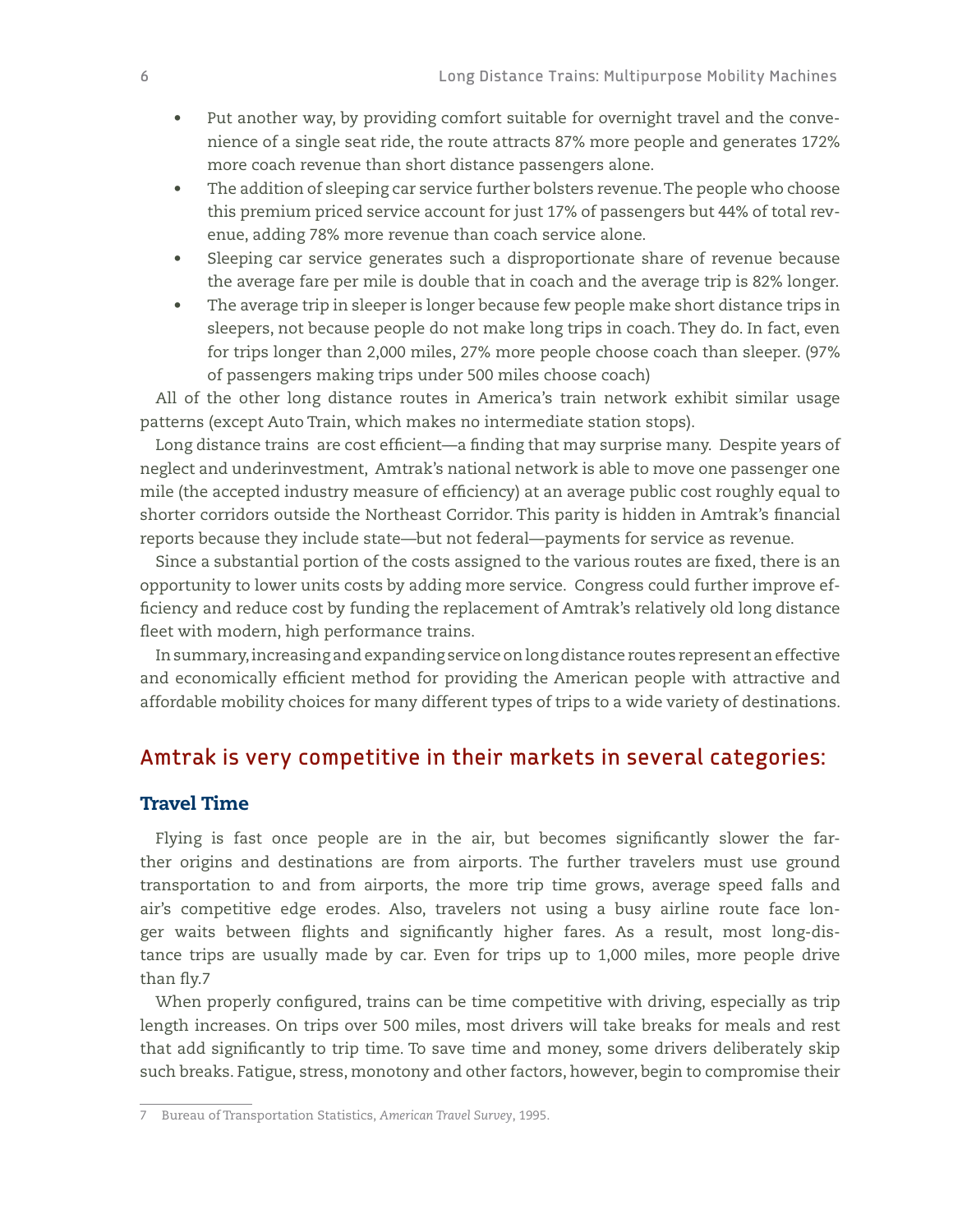- Put another way, by providing comfort suitable for overnight travel and the convenience of a single seat ride, the route attracts 87% more people and generates 172% more coach revenue than short distance passengers alone.
- The addition of sleeping car service further bolsters revenue. The people who choose this premium priced service account for just 17% of passengers but 44% of total revenue, adding 78% more revenue than coach service alone.
- Sleeping car service generates such a disproportionate share of revenue because the average fare per mile is double that in coach and the average trip is 82% longer.
- The average trip in sleeper is longer because few people make short distance trips in sleepers, not because people do not make long trips in coach. They do. In fact, even for trips longer than 2,000 miles, 27% more people choose coach than sleeper. (97% of passengers making trips under 500 miles choose coach)

All of the other long distance routes in America's train network exhibit similar usage patterns (except Auto Train, which makes no intermediate station stops).

Long distance trains are cost efficient—a finding that may surprise many. Despite years of neglect and underinvestment, Amtrak's national network is able to move one passenger one mile (the accepted industry measure of efficiency) at an average public cost roughly equal to shorter corridors outside the Northeast Corridor. This parity is hidden in Amtrak's financial reports because they include state—but not federal—payments for service as revenue.

Since a substantial portion of the costs assigned to the various routes are fixed, there is an opportunity to lower units costs by adding more service. Congress could further improve efficiency and reduce cost by funding the replacement of Amtrak's relatively old long distance fleet with modern, high performance trains.

In summary, increasing and expanding service on long distance routes represent an effective and economically efficient method for providing the American people with attractive and affordable mobility choices for many different types of trips to a wide variety of destinations.

## Amtrak is very competitive in their markets in several categories:

### Travel Time

Flying is fast once people are in the air, but becomes significantly slower the farther origins and destinations are from airports. The further travelers must use ground transportation to and from airports, the more trip time grows, average speed falls and air's competitive edge erodes. Also, travelers not using a busy airline route face longer waits between flights and significantly higher fares. As a result, most long-distance trips are usually made by car. Even for trips up to 1,000 miles, more people drive than fly.[7]

When properly configured, trains can be time competitive with driving, especially as trip length increases. On trips over 500 miles, most drivers will take breaks for meals and rest that add significantly to trip time. To save time and money, some drivers deliberately skip such breaks. Fatigue, stress, monotony and other factors, however, begin to compromise their

---

7 Bureau of Transportation Statistics, *American Travel Survey*, 1995.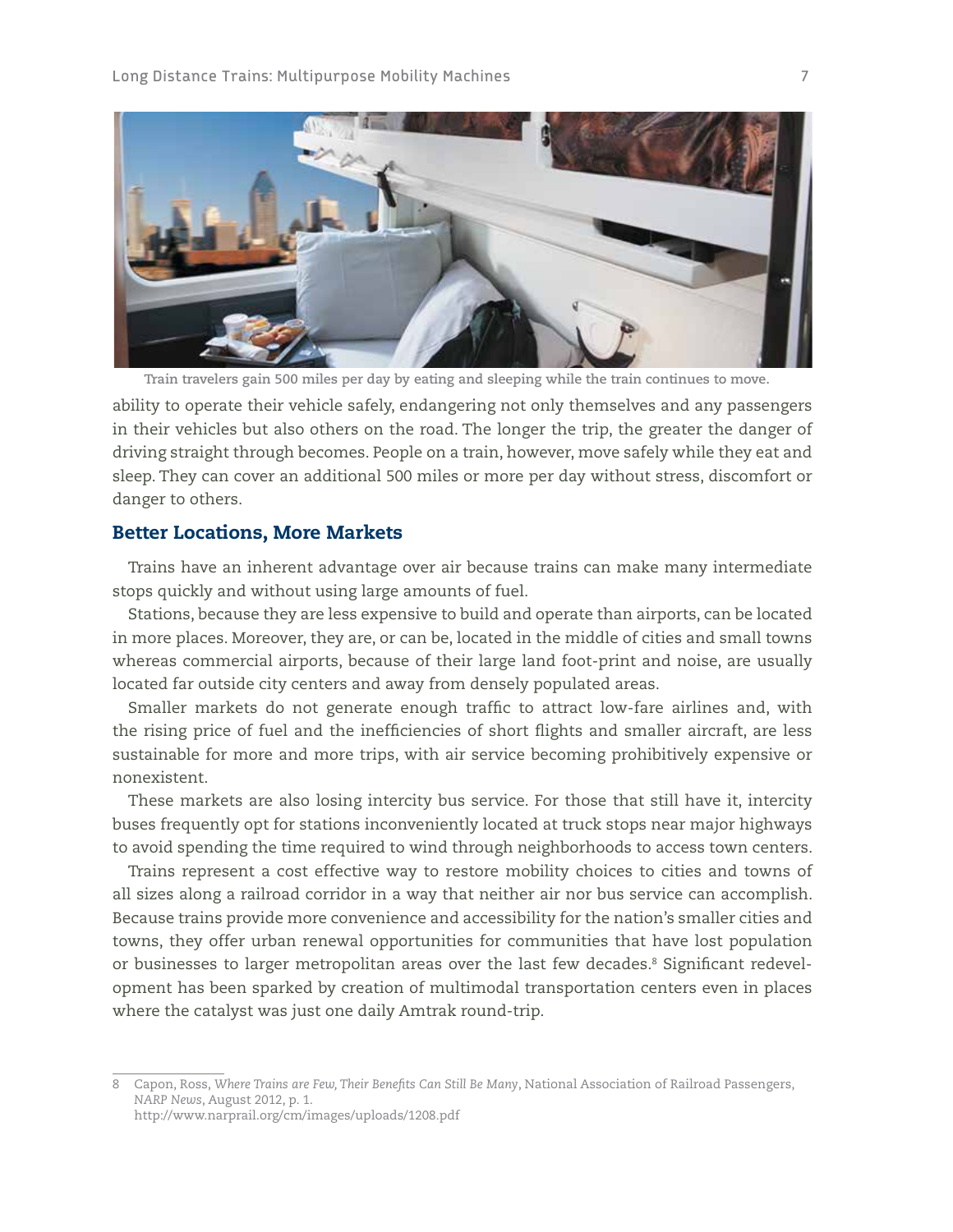Train travelers gain 500 miles per day by eating and sleeping while the train continues to move.

ability to operate their vehicle safely, endangering not only themselves and any passengers in their vehicles but also others on the road. The longer the trip, the greater the danger of driving straight through becomes. People on a train, however, move safely while they eat and sleep. They can cover an additional 500 miles or more per day without stress, discomfort or danger to others.

## Better Locations, More Markets

Trains have an inherent advantage over air because trains can make many intermediate stops quickly and without using large amounts of fuel.

Stations, because they are less expensive to build and operate than airports, can be located in more places. Moreover, they are, or can be, located in the middle of cities and small towns whereas commercial airports, because of their large land foot-print and noise, are usually located far outside city centers and away from densely populated areas.

Smaller markets do not generate enough traffic to attract low-fare airlines and, with the rising price of fuel and the inefficiencies of short flights and smaller aircraft, are less sustainable for more and more trips, with air service becoming prohibitively expensive or nonexistent.

These markets are also losing intercity bus service. For those that still have it, intercity buses frequently opt for stations inconveniently located at truck stops near major highways to avoid spending the time required to wind through neighborhoods to access town centers.

Trains represent a cost effective way to restore mobility choices to cities and towns of all sizes along a railroad corridor in a way that neither air nor bus service can accomplish. Because trains provide more convenience and accessibility for the nation's smaller cities and towns, they offer urban renewal opportunities for communities that have lost population or businesses to larger metropolitan areas over the last few decades.[8] Significant redevelopment has been sparked by creation of multimodal transportation centers even in places where the catalyst was just one daily Amtrak round-trip.

---

8 Capon, Ross, *Where Trains are Few, Their Benefits Can Still Be Many*, National Association of Railroad Passengers, *NARP News*, August 2012, p. 1. http://www.narprail.org/cm/images/uploads/1208.pdf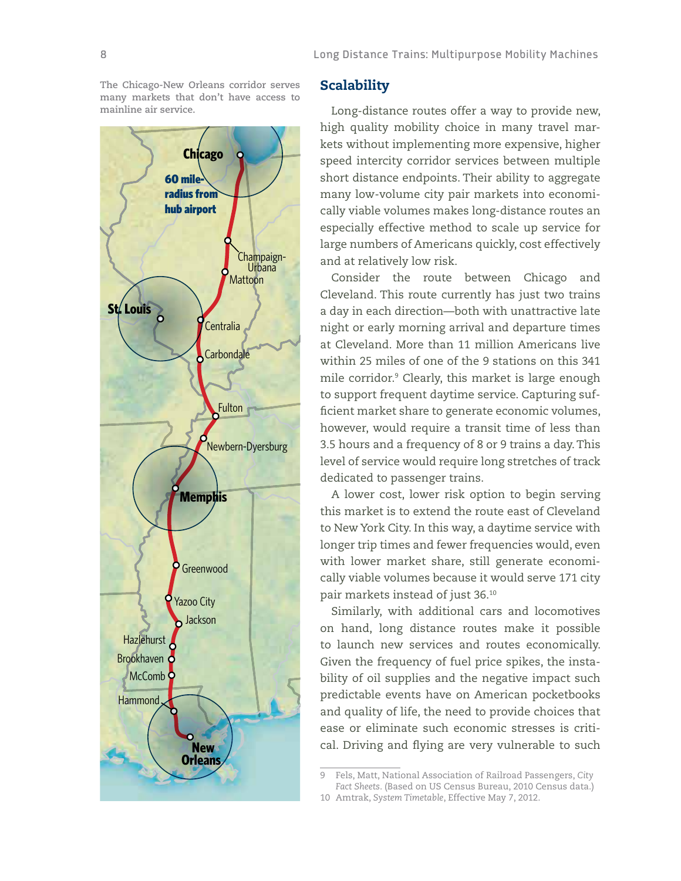The Chicago-New Orleans corridor serves many markets that don't have access to mainline air service.

Chicago

60 mile-radius from hub airport

Champaign-Urbana

Mattoon

St. Louis

Centralia

Carbondale

Fulton

Newbern-Dyersburg

Memphis

Greenwood

Yazoo City

Jackson

Hazlehurst

Brookhaven

McComb

Hammond

New Orleans

## Scalability

Long-distance routes offer a way to provide new, high quality mobility choice in many travel markets without implementing more expensive, higher speed intercity corridor services between multiple short distance endpoints. Their ability to aggregate many low-volume city pair markets into economically viable volumes makes long-distance routes an especially effective method to scale up service for large numbers of Americans quickly, cost effectively and at relatively low risk.

Consider the route between Chicago and Cleveland. This route currently has just two trains a day in each direction—both with unattractive late night or early morning arrival and departure times at Cleveland. More than 11 million Americans live within 25 miles of one of the 9 stations on this 341 mile corridor.[9] Clearly, this market is large enough to support frequent daytime service. Capturing sufficient market share to generate economic volumes, however, would require a transit time of less than 3.5 hours and a frequency of 8 or 9 trains a day. This level of service would require long stretches of track dedicated to passenger trains.

A lower cost, lower risk option to begin serving this market is to extend the route east of Cleveland to New York City. In this way, a daytime service with longer trip times and fewer frequencies would, even with lower market share, still generate economically viable volumes because it would serve 171 city pair markets instead of just 36.[10]

Similarly, with additional cars and locomotives on hand, long distance routes make it possible to launch new services and routes economically. Given the frequency of fuel price spikes, the instability of oil supplies and the negative impact such predictable events have on American pocketbooks and quality of life, the need to provide choices that ease or eliminate such economic stresses is critical. Driving and flying are very vulnerable to such

9 Fels, Matt, National Association of Railroad Passengers, *City Fact Sheets*. (Based on US Census Bureau, 2010 Census data.)

10 Amtrak, *System Timetable*, Effective May 7, 2012.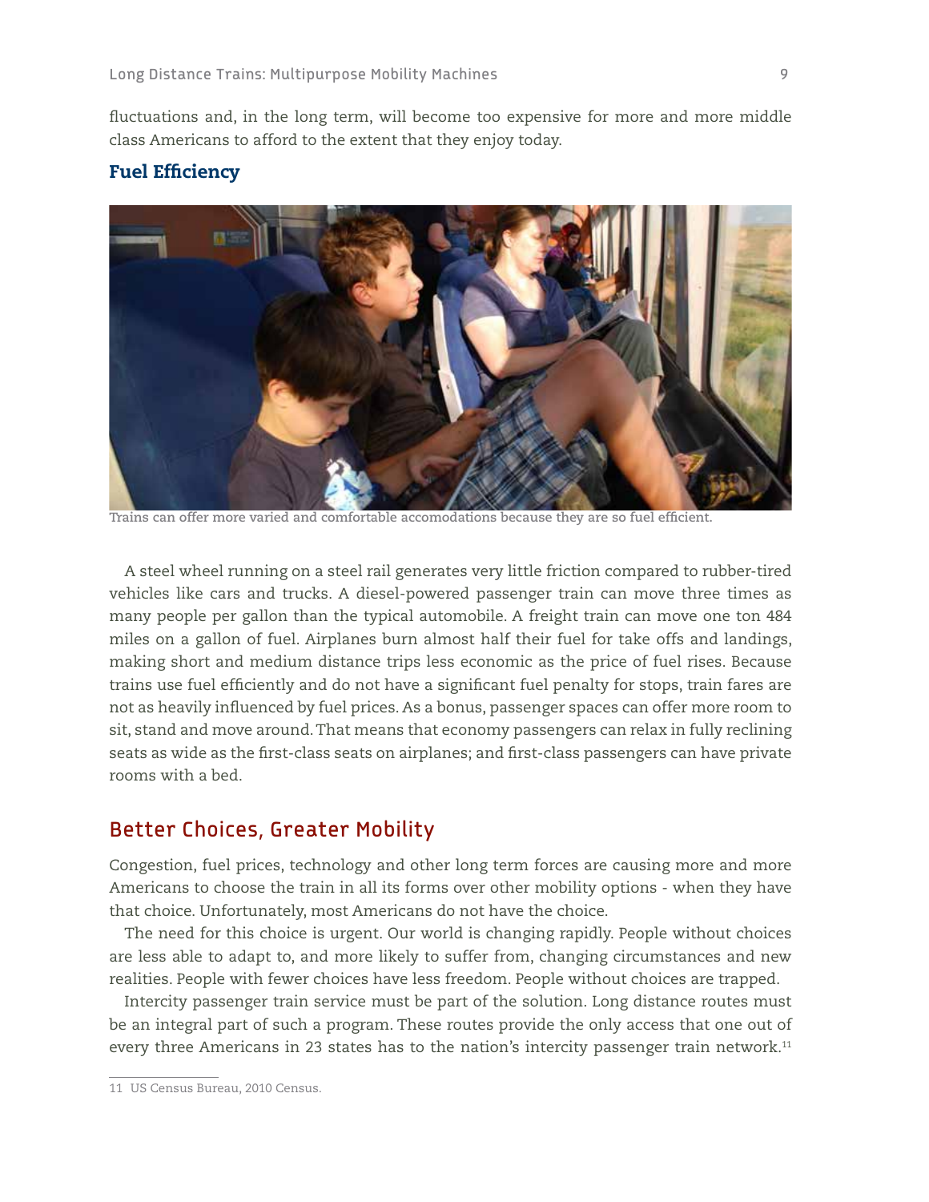fluctuations and, in the long term, will become too expensive for more and more middle class Americans to afford to the extent that they enjoy today.

### Fuel Efficiency

Trains can offer more varied and comfortable accomodations because they are so fuel efficient.

A steel wheel running on a steel rail generates very little friction compared to rubber-tired vehicles like cars and trucks. A diesel-powered passenger train can move three times as many people per gallon than the typical automobile. A freight train can move one ton 484 miles on a gallon of fuel. Airplanes burn almost half their fuel for take offs and landings, making short and medium distance trips less economic as the price of fuel rises. Because trains use fuel efficiently and do not have a significant fuel penalty for stops, train fares are not as heavily influenced by fuel prices. As a bonus, passenger spaces can offer more room to sit, stand and move around. That means that economy passengers can relax in fully reclining seats as wide as the first-class seats on airplanes; and first-class passengers can have private rooms with a bed.

## Better Choices, Greater Mobility

Congestion, fuel prices, technology and other long term forces are causing more and more Americans to choose the train in all its forms over other mobility options - when they have that choice. Unfortunately, most Americans do not have the choice.

The need for this choice is urgent. Our world is changing rapidly. People without choices are less able to adapt to, and more likely to suffer from, changing circumstances and new realities. People with fewer choices have less freedom. People without choices are trapped.

Intercity passenger train service must be part of the solution. Long distance routes must be an integral part of such a program. These routes provide the only access that one out of every three Americans in 23 states has to the nation's intercity passenger train network.[11]

[11] US Census Bureau, 2010 Census.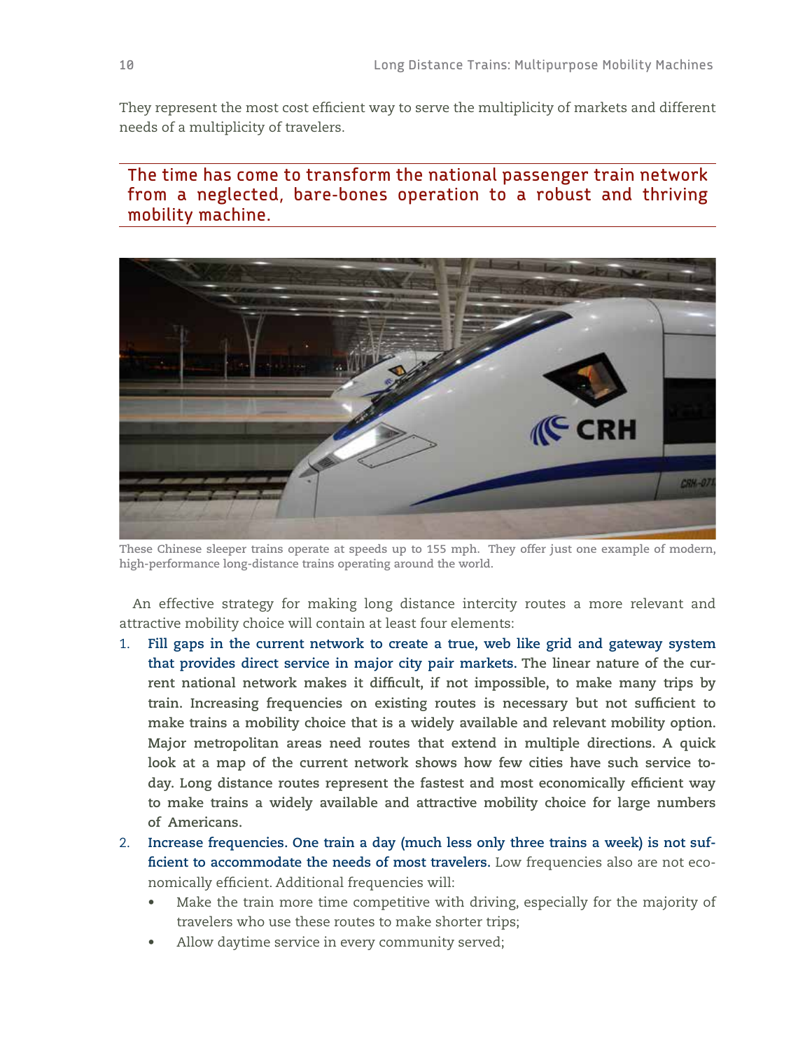They represent the most cost efficient way to serve the multiplicity of markets and different needs of a multiplicity of travelers.

**The time has come to transform the national passenger train network from a neglected, bare-bones operation to a robust and thriving mobility machine.**

These Chinese sleeper trains operate at speeds up to 155 mph. They offer just one example of modern, high-performance long-distance trains operating around the world.

An effective strategy for making long distance intercity routes a more relevant and attractive mobility choice will contain at least four elements:

1. **Fill gaps in the current network to create a true, web like grid and gateway system that provides direct service in major city pair markets.** **The linear nature of the current national network makes it difficult, if not impossible, to make many trips by train. Increasing frequencies on existing routes is necessary but not sufficient to make trains a mobility choice that is a widely available and relevant mobility option. Major metropolitan areas need routes that extend in multiple directions. A quick look at a map of the current network shows how few cities have such service today. Long distance routes represent the fastest and most economically efficient way to make trains a widely available and attractive mobility choice for large numbers of Americans.**
2. **Increase frequencies. One train a day (much less only three trains a week) is not sufficient to accommodate the needs of most travelers.** Low frequencies also are not economically efficient. Additional frequencies will:
   - Make the train more time competitive with driving, especially for the majority of travelers who use these routes to make shorter trips;
   - Allow daytime service in every community served;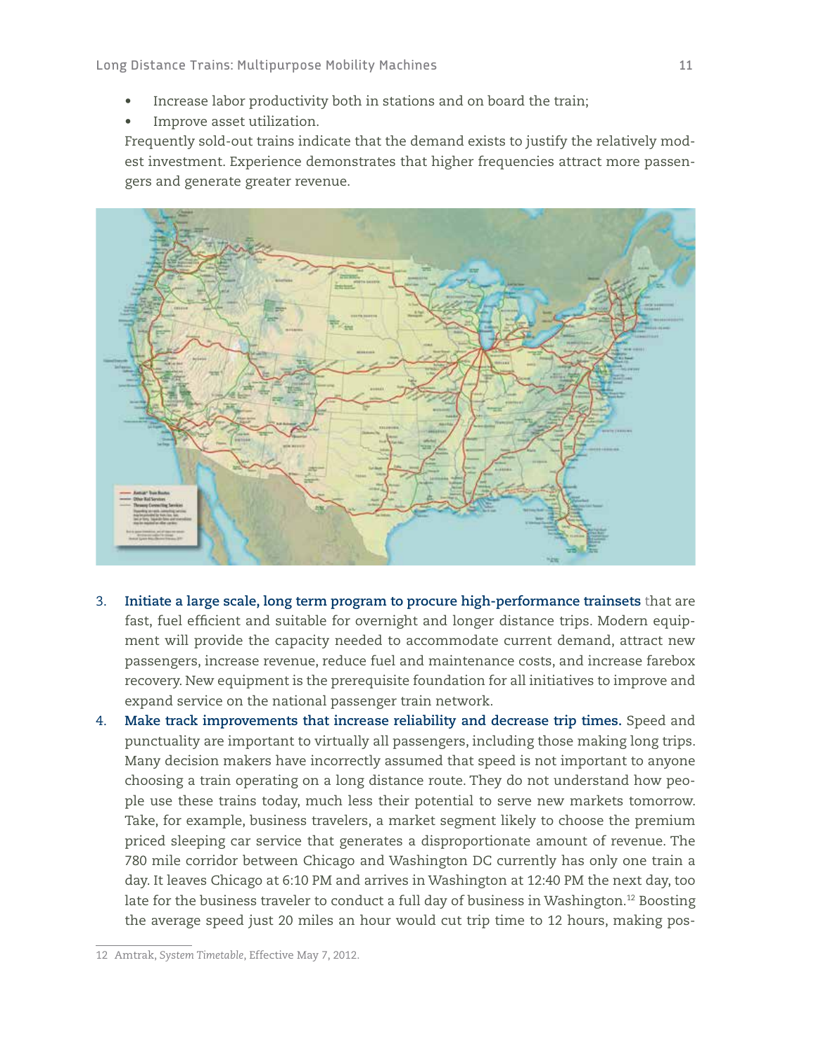- Increase labor productivity both in stations and on board the train;
- Improve asset utilization.

Frequently sold-out trains indicate that the demand exists to justify the relatively modest investment. Experience demonstrates that higher frequencies attract more passengers and generate greater revenue.

3. **Initiate a large scale, long term program to procure high-performance trainsets** that are fast, fuel efficient and suitable for overnight and longer distance trips. Modern equipment will provide the capacity needed to accommodate current demand, attract new passengers, increase revenue, reduce fuel and maintenance costs, and increase farebox recovery. New equipment is the prerequisite foundation for all initiatives to improve and expand service on the national passenger train network.
4. **Make track improvements that increase reliability and decrease trip times.** Speed and punctuality are important to virtually all passengers, including those making long trips. Many decision makers have incorrectly assumed that speed is not important to anyone choosing a train operating on a long distance route. They do not understand how people use these trains today, much less their potential to serve new markets tomorrow. Take, for example, business travelers, a market segment likely to choose the premium priced sleeping car service that generates a disproportionate amount of revenue. The 780 mile corridor between Chicago and Washington DC currently has only one train a day. It leaves Chicago at 6:10 PM and arrives in Washington at 12:40 PM the next day, too late for the business traveler to conduct a full day of business in Washington.[12] Boosting the average speed just 20 miles an hour would cut trip time to 12 hours, making pos-

12 Amtrak, *System Timetable*, Effective May 7, 2012.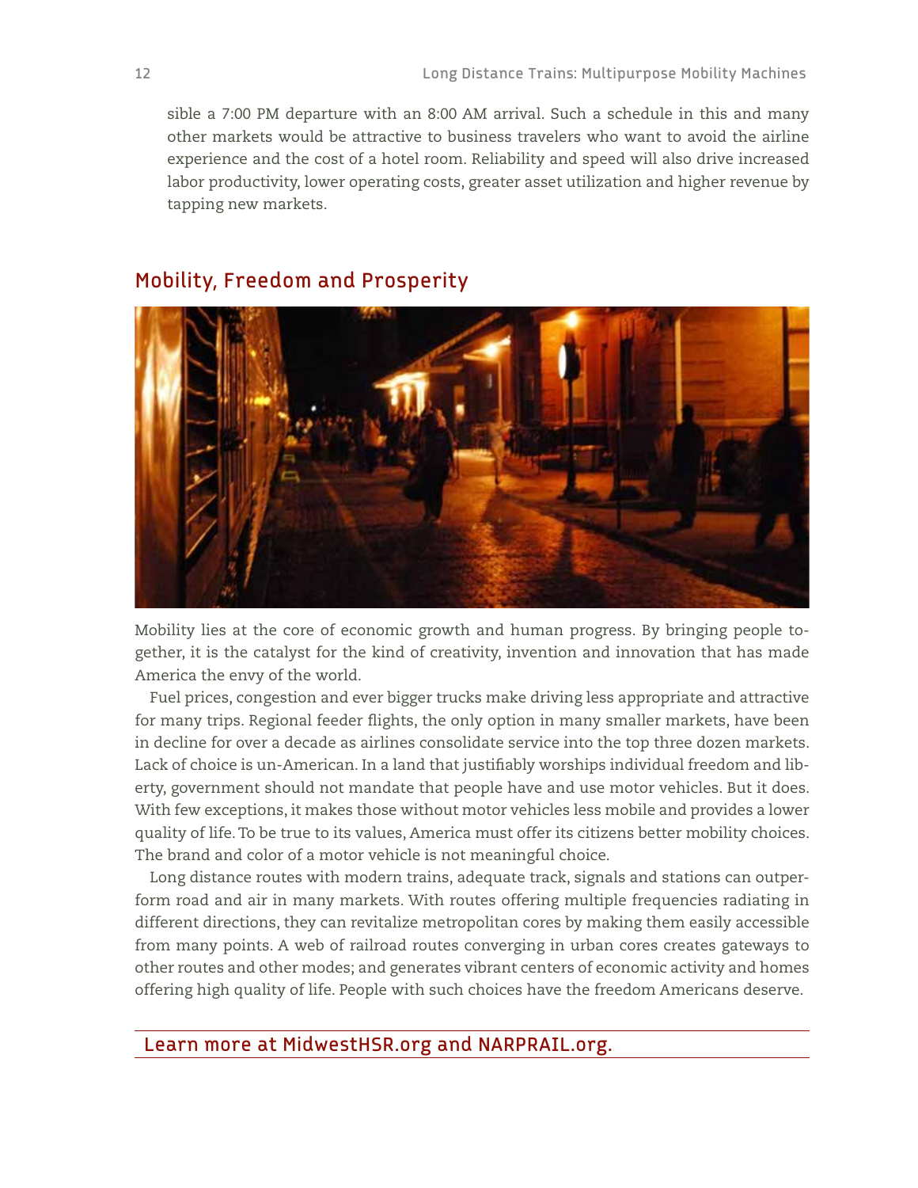sible a 7:00 PM departure with an 8:00 AM arrival. Such a schedule in this and many other markets would be attractive to business travelers who want to avoid the airline experience and the cost of a hotel room. Reliability and speed will also drive increased labor productivity, lower operating costs, greater asset utilization and higher revenue by tapping new markets.

## Mobility, Freedom and Prosperity

Mobility lies at the core of economic growth and human progress. By bringing people together, it is the catalyst for the kind of creativity, invention and innovation that has made America the envy of the world.

Fuel prices, congestion and ever bigger trucks make driving less appropriate and attractive for many trips. Regional feeder flights, the only option in many smaller markets, have been in decline for over a decade as airlines consolidate service into the top three dozen markets. Lack of choice is un-American. In a land that justifiably worships individual freedom and liberty, government should not mandate that people have and use motor vehicles. But it does. With few exceptions, it makes those without motor vehicles less mobile and provides a lower quality of life. To be true to its values, America must offer its citizens better mobility choices. The brand and color of a motor vehicle is not meaningful choice.

Long distance routes with modern trains, adequate track, signals and stations can outperform road and air in many markets. With routes offering multiple frequencies radiating in different directions, they can revitalize metropolitan cores by making them easily accessible from many points. A web of railroad routes converging in urban cores creates gateways to other routes and other modes; and generates vibrant centers of economic activity and homes offering high quality of life. People with such choices have the freedom Americans deserve.

**Learn more at MidwestHSR.org and NARPRAIL.org.**